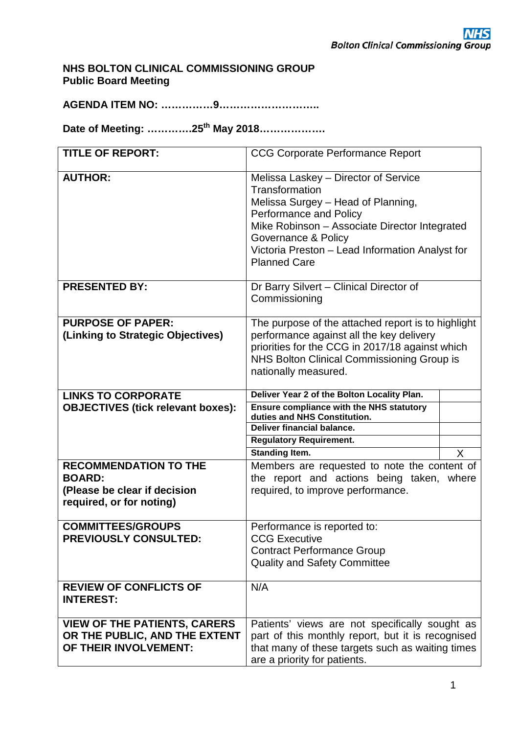NHS
Bolton Clinical Commissioning Group

**NHS BOLTON CLINICAL COMMISSIONING GROUP**
**Public Board Meeting**

**AGENDA ITEM NO: ……………9………………………..**

**Date of Meeting: …………25th May 2018……………….**

| | | |
|---|---|---|
| **TITLE OF REPORT:** | CCG Corporate Performance Report | |
| **AUTHOR:** | Melissa Laskey – Director of Service Transformation<br>Melissa Surgey – Head of Planning, Performance and Policy<br>Mike Robinson – Associate Director Integrated Governance & Policy<br>Victoria Preston – Lead Information Analyst for Planned Care | |
| **PRESENTED BY:** | Dr Barry Silvert – Clinical Director of Commissioning | |
| **PURPOSE OF PAPER: (Linking to Strategic Objectives)** | The purpose of the attached report is to highlight performance against all the key delivery priorities for the CCG in 2017/18 against which NHS Bolton Clinical Commissioning Group is nationally measured. | |
| **LINKS TO CORPORATE OBJECTIVES (tick relevant boxes):** | **Deliver Year 2 of the Bolton Locality Plan.** | |
| | **Ensure compliance with the NHS statutory duties and NHS Constitution.** | |
| | **Deliver financial balance.** | |
| | **Regulatory Requirement.** | |
| | **Standing Item.** | X |
| **RECOMMENDATION TO THE BOARD: (Please be clear if decision required, or for noting)** | Members are requested to note the content of the report and actions being taken, where required, to improve performance. | |
| **COMMITTEES/GROUPS PREVIOUSLY CONSULTED:** | Performance is reported to:<br>CCG Executive<br>Contract Performance Group<br>Quality and Safety Committee | |
| **REVIEW OF CONFLICTS OF INTEREST:** | N/A | |
| **VIEW OF THE PATIENTS, CARERS OR THE PUBLIC, AND THE EXTENT OF THEIR INVOLVEMENT:** | Patients' views are not specifically sought as part of this monthly report, but it is recognised that many of these targets such as waiting times are a priority for patients. | |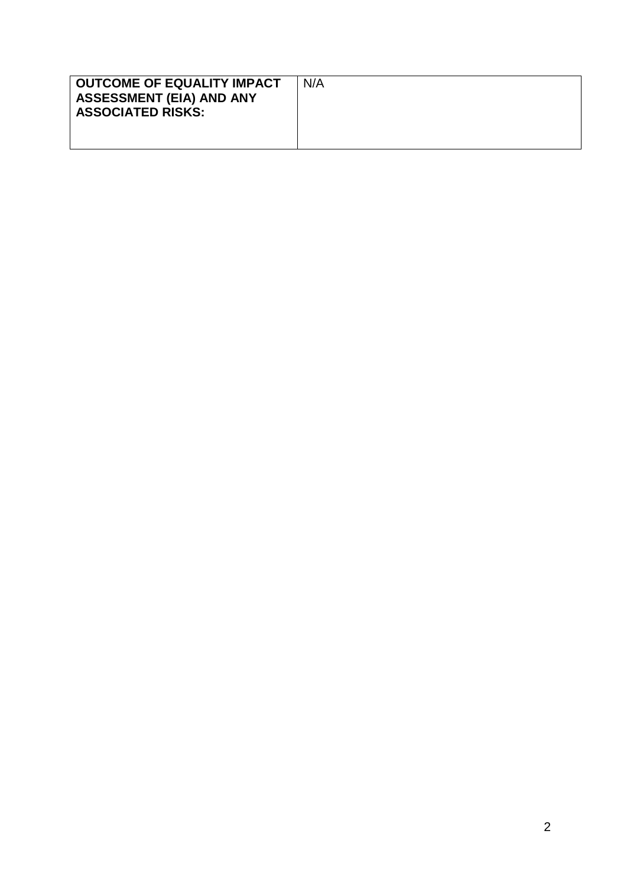| **OUTCOME OF EQUALITY IMPACT ASSESSMENT (EIA) AND ANY ASSOCIATED RISKS:** | N/A |
| --- | --- |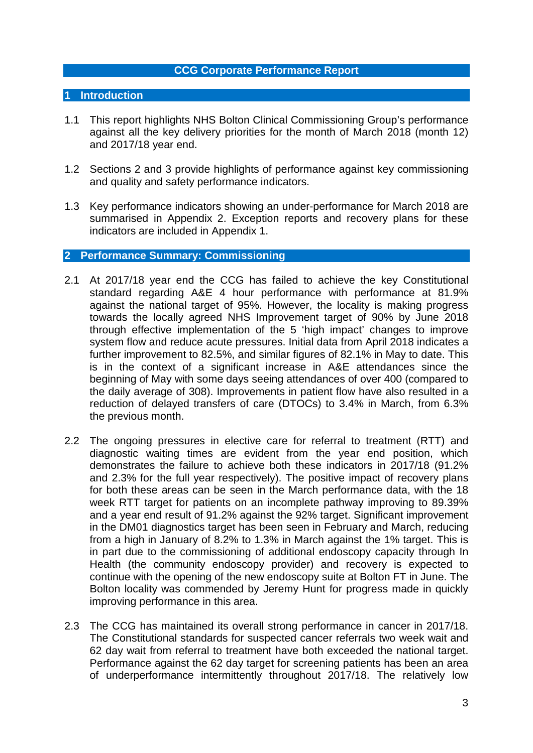# CCG Corporate Performance Report

## 1 Introduction

1.1 This report highlights NHS Bolton Clinical Commissioning Group's performance against all the key delivery priorities for the month of March 2018 (month 12) and 2017/18 year end.

1.2 Sections 2 and 3 provide highlights of performance against key commissioning and quality and safety performance indicators.

1.3 Key performance indicators showing an under-performance for March 2018 are summarised in Appendix 2. Exception reports and recovery plans for these indicators are included in Appendix 1.

## 2 Performance Summary: Commissioning

2.1 At 2017/18 year end the CCG has failed to achieve the key Constitutional standard regarding A&E 4 hour performance with performance at 81.9% against the national target of 95%. However, the locality is making progress towards the locally agreed NHS Improvement target of 90% by June 2018 through effective implementation of the 5 'high impact' changes to improve system flow and reduce acute pressures. Initial data from April 2018 indicates a further improvement to 82.5%, and similar figures of 82.1% in May to date. This is in the context of a significant increase in A&E attendances since the beginning of May with some days seeing attendances of over 400 (compared to the daily average of 308). Improvements in patient flow have also resulted in a reduction of delayed transfers of care (DTOCs) to 3.4% in March, from 6.3% the previous month.

2.2 The ongoing pressures in elective care for referral to treatment (RTT) and diagnostic waiting times are evident from the year end position, which demonstrates the failure to achieve both these indicators in 2017/18 (91.2% and 2.3% for the full year respectively). The positive impact of recovery plans for both these areas can be seen in the March performance data, with the 18 week RTT target for patients on an incomplete pathway improving to 89.39% and a year end result of 91.2% against the 92% target. Significant improvement in the DM01 diagnostics target has been seen in February and March, reducing from a high in January of 8.2% to 1.3% in March against the 1% target. This is in part due to the commissioning of additional endoscopy capacity through In Health (the community endoscopy provider) and recovery is expected to continue with the opening of the new endoscopy suite at Bolton FT in June. The Bolton locality was commended by Jeremy Hunt for progress made in quickly improving performance in this area.

2.3 The CCG has maintained its overall strong performance in cancer in 2017/18. The Constitutional standards for suspected cancer referrals two week wait and 62 day wait from referral to treatment have both exceeded the national target. Performance against the 62 day target for screening patients has been an area of underperformance intermittently throughout 2017/18. The relatively low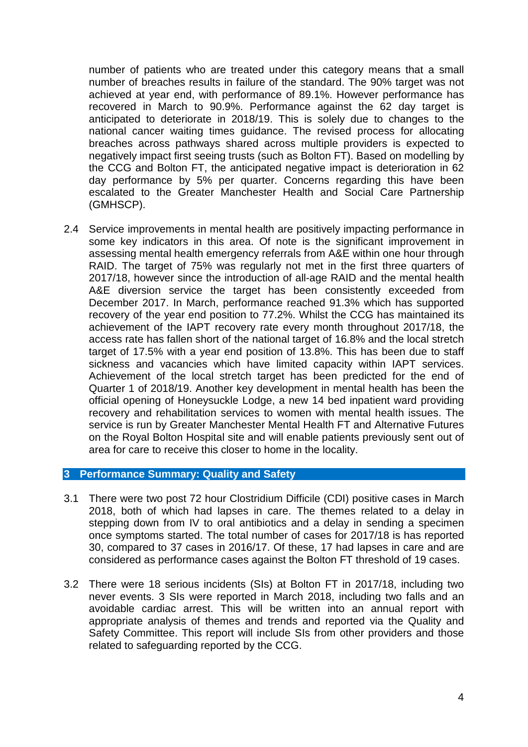number of patients who are treated under this category means that a small number of breaches results in failure of the standard. The 90% target was not achieved at year end, with performance of 89.1%. However performance has recovered in March to 90.9%. Performance against the 62 day target is anticipated to deteriorate in 2018/19. This is solely due to changes to the national cancer waiting times guidance. The revised process for allocating breaches across pathways shared across multiple providers is expected to negatively impact first seeing trusts (such as Bolton FT). Based on modelling by the CCG and Bolton FT, the anticipated negative impact is deterioration in 62 day performance by 5% per quarter. Concerns regarding this have been escalated to the Greater Manchester Health and Social Care Partnership (GMHSCP).

2.4 Service improvements in mental health are positively impacting performance in some key indicators in this area. Of note is the significant improvement in assessing mental health emergency referrals from A&E within one hour through RAID. The target of 75% was regularly not met in the first three quarters of 2017/18, however since the introduction of all-age RAID and the mental health A&E diversion service the target has been consistently exceeded from December 2017. In March, performance reached 91.3% which has supported recovery of the year end position to 77.2%. Whilst the CCG has maintained its achievement of the IAPT recovery rate every month throughout 2017/18, the access rate has fallen short of the national target of 16.8% and the local stretch target of 17.5% with a year end position of 13.8%. This has been due to staff sickness and vacancies which have limited capacity within IAPT services. Achievement of the local stretch target has been predicted for the end of Quarter 1 of 2018/19. Another key development in mental health has been the official opening of Honeysuckle Lodge, a new 14 bed inpatient ward providing recovery and rehabilitation services to women with mental health issues. The service is run by Greater Manchester Mental Health FT and Alternative Futures on the Royal Bolton Hospital site and will enable patients previously sent out of area for care to receive this closer to home in the locality.

## 3 Performance Summary: Quality and Safety

3.1 There were two post 72 hour Clostridium Difficile (CDI) positive cases in March 2018, both of which had lapses in care. The themes related to a delay in stepping down from IV to oral antibiotics and a delay in sending a specimen once symptoms started. The total number of cases for 2017/18 is has reported 30, compared to 37 cases in 2016/17. Of these, 17 had lapses in care and are considered as performance cases against the Bolton FT threshold of 19 cases.

3.2 There were 18 serious incidents (SIs) at Bolton FT in 2017/18, including two never events. 3 SIs were reported in March 2018, including two falls and an avoidable cardiac arrest. This will be written into an annual report with appropriate analysis of themes and trends and reported via the Quality and Safety Committee. This report will include SIs from other providers and those related to safeguarding reported by the CCG.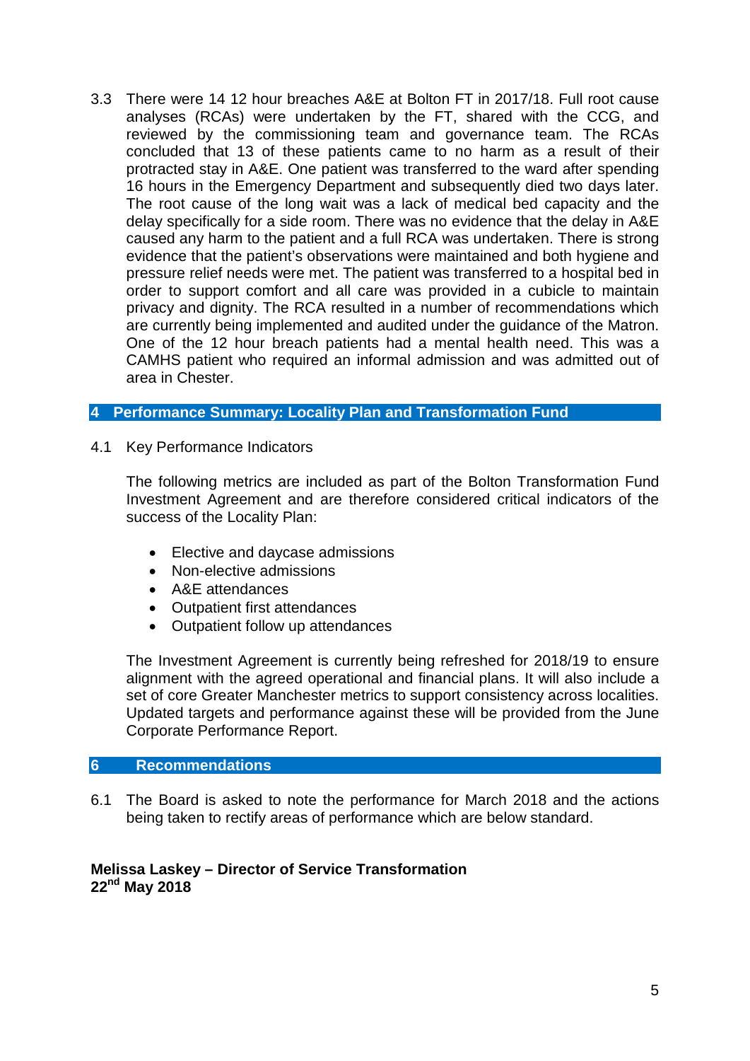3.3 There were 14 12 hour breaches A&E at Bolton FT in 2017/18. Full root cause analyses (RCAs) were undertaken by the FT, shared with the CCG, and reviewed by the commissioning team and governance team. The RCAs concluded that 13 of these patients came to no harm as a result of their protracted stay in A&E. One patient was transferred to the ward after spending 16 hours in the Emergency Department and subsequently died two days later. The root cause of the long wait was a lack of medical bed capacity and the delay specifically for a side room. There was no evidence that the delay in A&E caused any harm to the patient and a full RCA was undertaken. There is strong evidence that the patient's observations were maintained and both hygiene and pressure relief needs were met. The patient was transferred to a hospital bed in order to support comfort and all care was provided in a cubicle to maintain privacy and dignity. The RCA resulted in a number of recommendations which are currently being implemented and audited under the guidance of the Matron. One of the 12 hour breach patients had a mental health need. This was a CAMHS patient who required an informal admission and was admitted out of area in Chester.

## 4 Performance Summary: Locality Plan and Transformation Fund

4.1 Key Performance Indicators

The following metrics are included as part of the Bolton Transformation Fund Investment Agreement and are therefore considered critical indicators of the success of the Locality Plan:

- Elective and daycase admissions
- Non-elective admissions
- A&E attendances
- Outpatient first attendances
- Outpatient follow up attendances

The Investment Agreement is currently being refreshed for 2018/19 to ensure alignment with the agreed operational and financial plans. It will also include a set of core Greater Manchester metrics to support consistency across localities. Updated targets and performance against these will be provided from the June Corporate Performance Report.

## 6 Recommendations

6.1 The Board is asked to note the performance for March 2018 and the actions being taken to rectify areas of performance which are below standard.

**Melissa Laskey – Director of Service Transformation**
**22nd May 2018**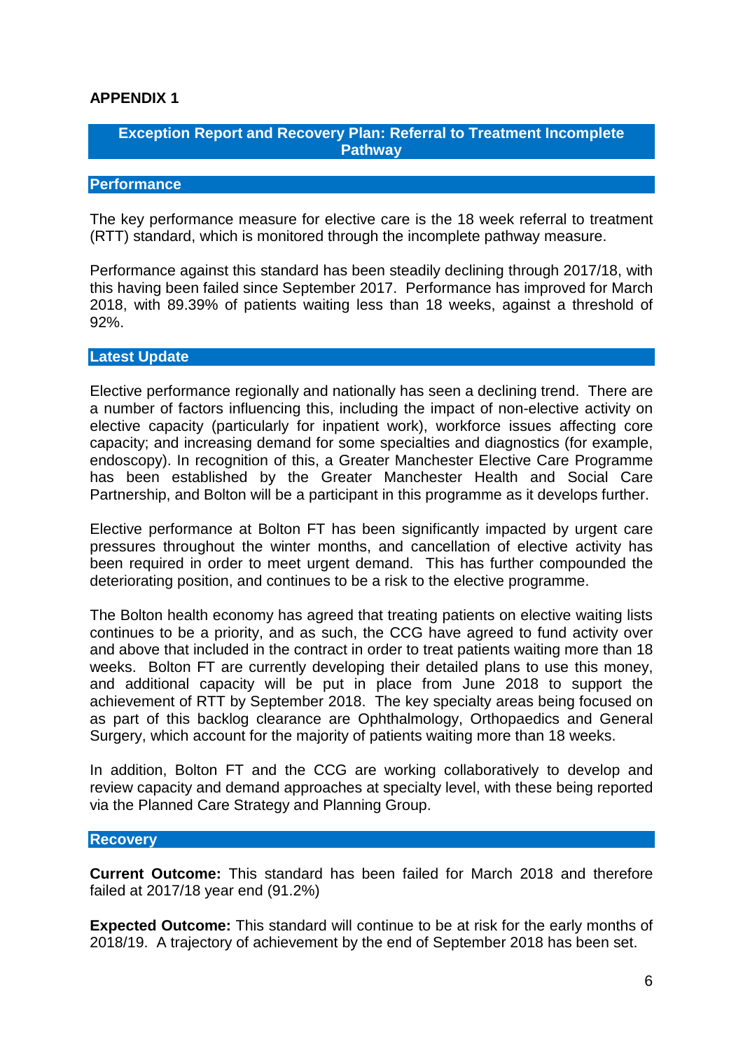**APPENDIX 1**

## Exception Report and Recovery Plan: Referral to Treatment Incomplete Pathway

### Performance

The key performance measure for elective care is the 18 week referral to treatment (RTT) standard, which is monitored through the incomplete pathway measure.

Performance against this standard has been steadily declining through 2017/18, with this having been failed since September 2017. Performance has improved for March 2018, with 89.39% of patients waiting less than 18 weeks, against a threshold of 92%.

### Latest Update

Elective performance regionally and nationally has seen a declining trend. There are a number of factors influencing this, including the impact of non-elective activity on elective capacity (particularly for inpatient work), workforce issues affecting core capacity; and increasing demand for some specialties and diagnostics (for example, endoscopy). In recognition of this, a Greater Manchester Elective Care Programme has been established by the Greater Manchester Health and Social Care Partnership, and Bolton will be a participant in this programme as it develops further.

Elective performance at Bolton FT has been significantly impacted by urgent care pressures throughout the winter months, and cancellation of elective activity has been required in order to meet urgent demand. This has further compounded the deteriorating position, and continues to be a risk to the elective programme.

The Bolton health economy has agreed that treating patients on elective waiting lists continues to be a priority, and as such, the CCG have agreed to fund activity over and above that included in the contract in order to treat patients waiting more than 18 weeks. Bolton FT are currently developing their detailed plans to use this money, and additional capacity will be put in place from June 2018 to support the achievement of RTT by September 2018. The key specialty areas being focused on as part of this backlog clearance are Ophthalmology, Orthopaedics and General Surgery, which account for the majority of patients waiting more than 18 weeks.

In addition, Bolton FT and the CCG are working collaboratively to develop and review capacity and demand approaches at specialty level, with these being reported via the Planned Care Strategy and Planning Group.

### Recovery

**Current Outcome:** This standard has been failed for March 2018 and therefore failed at 2017/18 year end (91.2%)

**Expected Outcome:** This standard will continue to be at risk for the early months of 2018/19. A trajectory of achievement by the end of September 2018 has been set.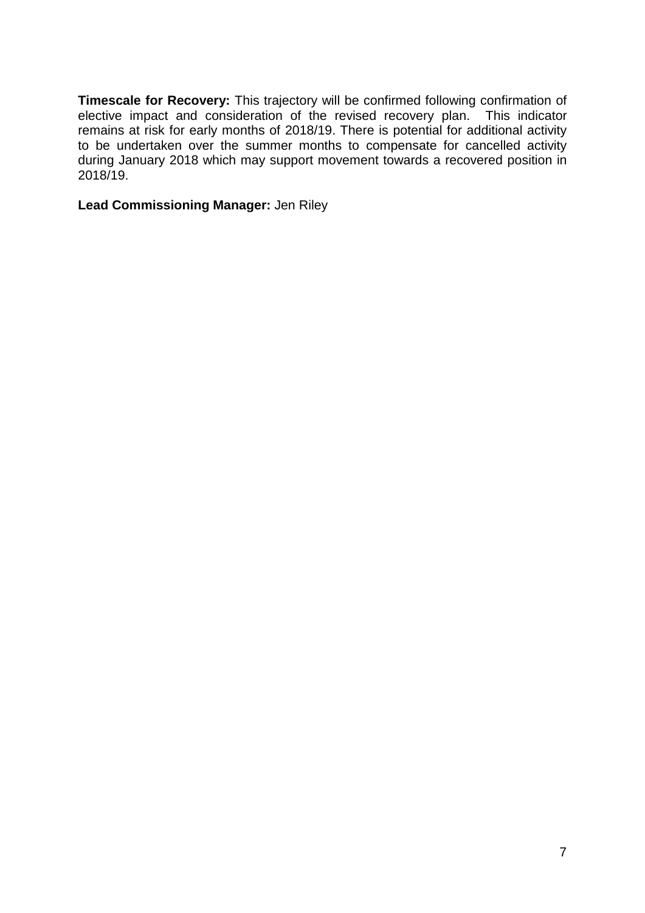**Timescale for Recovery:** This trajectory will be confirmed following confirmation of elective impact and consideration of the revised recovery plan. This indicator remains at risk for early months of 2018/19. There is potential for additional activity to be undertaken over the summer months to compensate for cancelled activity during January 2018 which may support movement towards a recovered position in 2018/19.

**Lead Commissioning Manager:** Jen Riley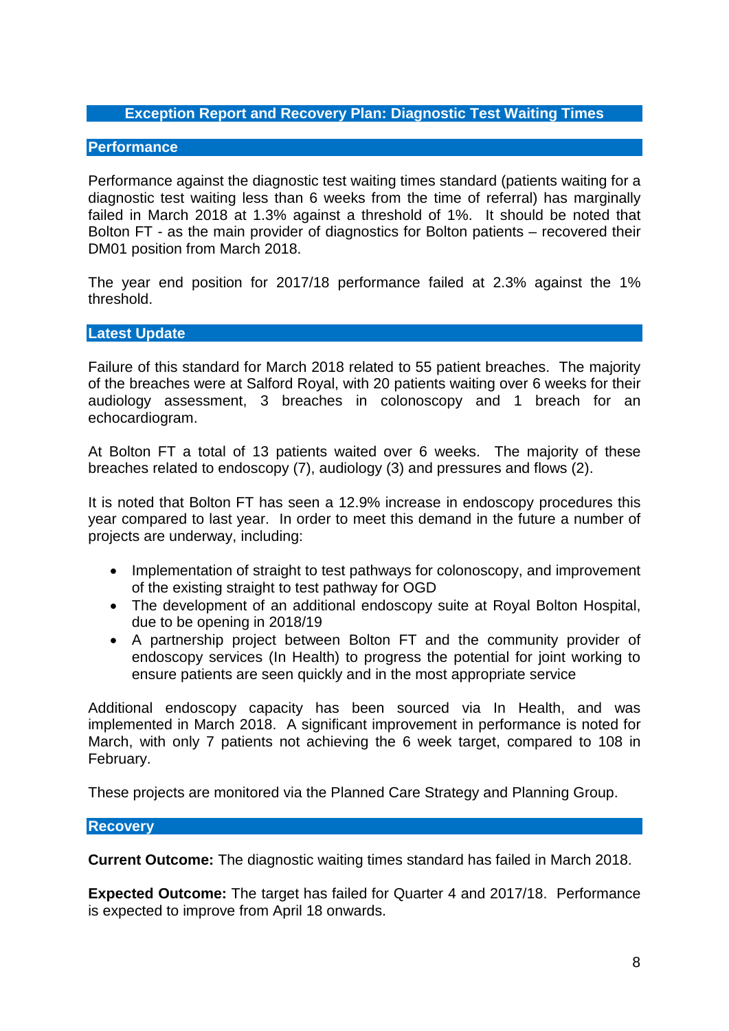## Exception Report and Recovery Plan: Diagnostic Test Waiting Times

### Performance

Performance against the diagnostic test waiting times standard (patients waiting for a diagnostic test waiting less than 6 weeks from the time of referral) has marginally failed in March 2018 at 1.3% against a threshold of 1%. It should be noted that Bolton FT - as the main provider of diagnostics for Bolton patients – recovered their DM01 position from March 2018.

The year end position for 2017/18 performance failed at 2.3% against the 1% threshold.

### Latest Update

Failure of this standard for March 2018 related to 55 patient breaches. The majority of the breaches were at Salford Royal, with 20 patients waiting over 6 weeks for their audiology assessment, 3 breaches in colonoscopy and 1 breach for an echocardiogram.

At Bolton FT a total of 13 patients waited over 6 weeks. The majority of these breaches related to endoscopy (7), audiology (3) and pressures and flows (2).

It is noted that Bolton FT has seen a 12.9% increase in endoscopy procedures this year compared to last year. In order to meet this demand in the future a number of projects are underway, including:

- Implementation of straight to test pathways for colonoscopy, and improvement of the existing straight to test pathway for OGD
- The development of an additional endoscopy suite at Royal Bolton Hospital, due to be opening in 2018/19
- A partnership project between Bolton FT and the community provider of endoscopy services (In Health) to progress the potential for joint working to ensure patients are seen quickly and in the most appropriate service

Additional endoscopy capacity has been sourced via In Health, and was implemented in March 2018. A significant improvement in performance is noted for March, with only 7 patients not achieving the 6 week target, compared to 108 in February.

These projects are monitored via the Planned Care Strategy and Planning Group.

### Recovery

**Current Outcome:** The diagnostic waiting times standard has failed in March 2018.

**Expected Outcome:** The target has failed for Quarter 4 and 2017/18. Performance is expected to improve from April 18 onwards.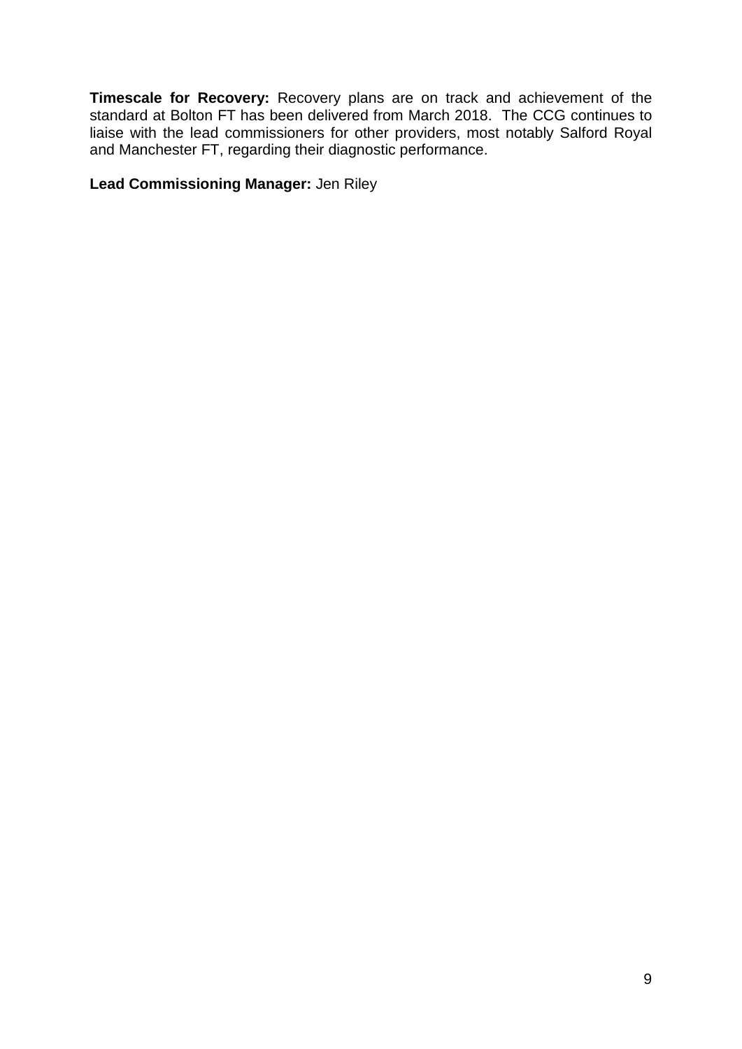**Timescale for Recovery:** Recovery plans are on track and achievement of the standard at Bolton FT has been delivered from March 2018. The CCG continues to liaise with the lead commissioners for other providers, most notably Salford Royal and Manchester FT, regarding their diagnostic performance.

**Lead Commissioning Manager:** Jen Riley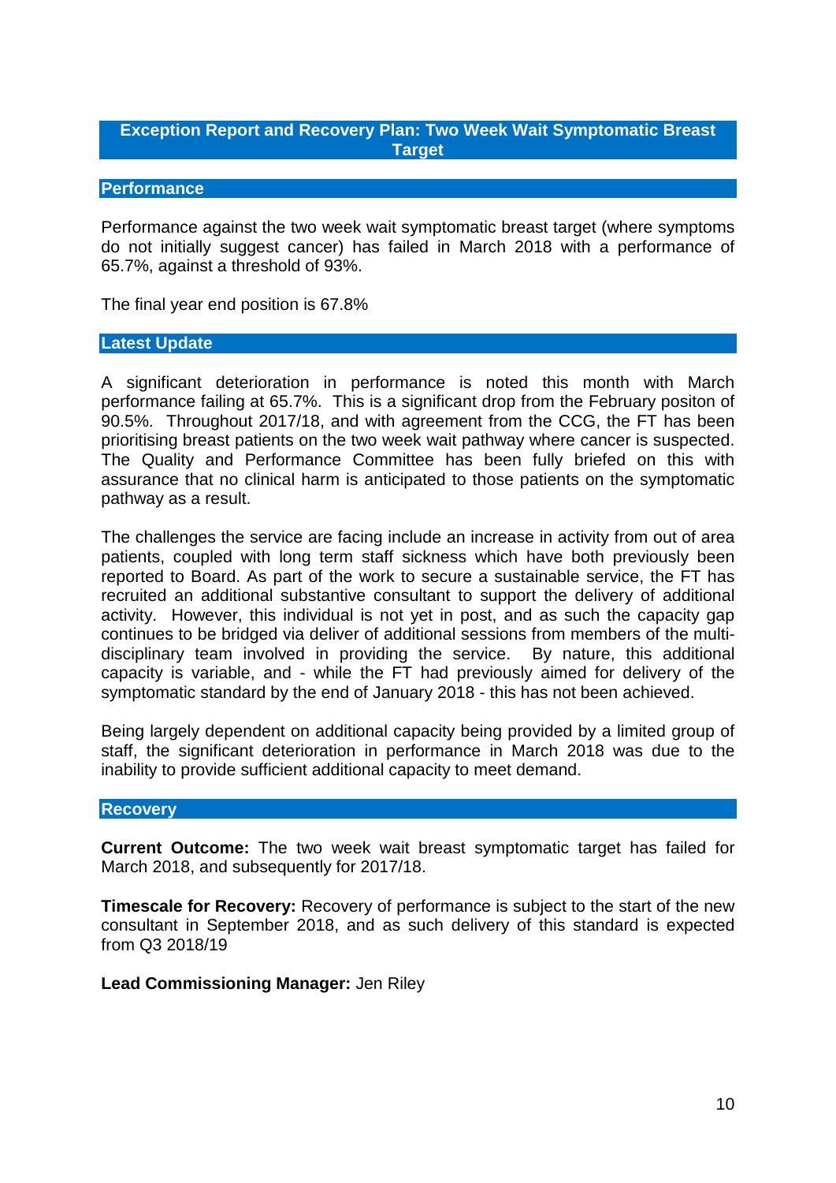## Exception Report and Recovery Plan: Two Week Wait Symptomatic Breast Target

### Performance

Performance against the two week wait symptomatic breast target (where symptoms do not initially suggest cancer) has failed in March 2018 with a performance of 65.7%, against a threshold of 93%.

The final year end position is 67.8%

### Latest Update

A significant deterioration in performance is noted this month with March performance failing at 65.7%. This is a significant drop from the February positon of 90.5%. Throughout 2017/18, and with agreement from the CCG, the FT has been prioritising breast patients on the two week wait pathway where cancer is suspected. The Quality and Performance Committee has been fully briefed on this with assurance that no clinical harm is anticipated to those patients on the symptomatic pathway as a result.

The challenges the service are facing include an increase in activity from out of area patients, coupled with long term staff sickness which have both previously been reported to Board. As part of the work to secure a sustainable service, the FT has recruited an additional substantive consultant to support the delivery of additional activity. However, this individual is not yet in post, and as such the capacity gap continues to be bridged via deliver of additional sessions from members of the multi-disciplinary team involved in providing the service. By nature, this additional capacity is variable, and - while the FT had previously aimed for delivery of the symptomatic standard by the end of January 2018 - this has not been achieved.

Being largely dependent on additional capacity being provided by a limited group of staff, the significant deterioration in performance in March 2018 was due to the inability to provide sufficient additional capacity to meet demand.

### Recovery

**Current Outcome:** The two week wait breast symptomatic target has failed for March 2018, and subsequently for 2017/18.

**Timescale for Recovery:** Recovery of performance is subject to the start of the new consultant in September 2018, and as such delivery of this standard is expected from Q3 2018/19

**Lead Commissioning Manager:** Jen Riley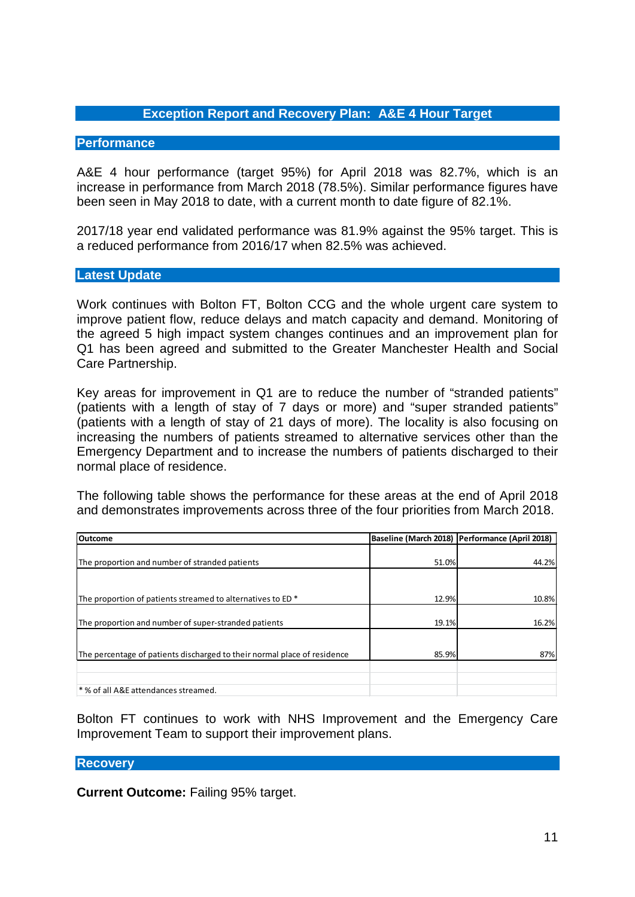## Exception Report and Recovery Plan: A&E 4 Hour Target

### Performance

A&E 4 hour performance (target 95%) for April 2018 was 82.7%, which is an increase in performance from March 2018 (78.5%). Similar performance figures have been seen in May 2018 to date, with a current month to date figure of 82.1%.

2017/18 year end validated performance was 81.9% against the 95% target. This is a reduced performance from 2016/17 when 82.5% was achieved.

### Latest Update

Work continues with Bolton FT, Bolton CCG and the whole urgent care system to improve patient flow, reduce delays and match capacity and demand. Monitoring of the agreed 5 high impact system changes continues and an improvement plan for Q1 has been agreed and submitted to the Greater Manchester Health and Social Care Partnership.

Key areas for improvement in Q1 are to reduce the number of "stranded patients" (patients with a length of stay of 7 days or more) and "super stranded patients" (patients with a length of stay of 21 days of more). The locality is also focusing on increasing the numbers of patients streamed to alternative services other than the Emergency Department and to increase the numbers of patients discharged to their normal place of residence.

The following table shows the performance for these areas at the end of April 2018 and demonstrates improvements across three of the four priorities from March 2018.

| Outcome | Baseline (March 2018) | Performance (April 2018) |
|---|---|---|
| The proportion and number of stranded patients | 51.0% | 44.2% |
| The proportion of patients streamed to alternatives to ED * | 12.9% | 10.8% |
| The proportion and number of super-stranded patients | 19.1% | 16.2% |
| The percentage of patients discharged to their normal place of residence | 85.9% | 87% |
| | | |
| * % of all A&E attendances streamed. | | |

Bolton FT continues to work with NHS Improvement and the Emergency Care Improvement Team to support their improvement plans.

### Recovery

**Current Outcome:** Failing 95% target.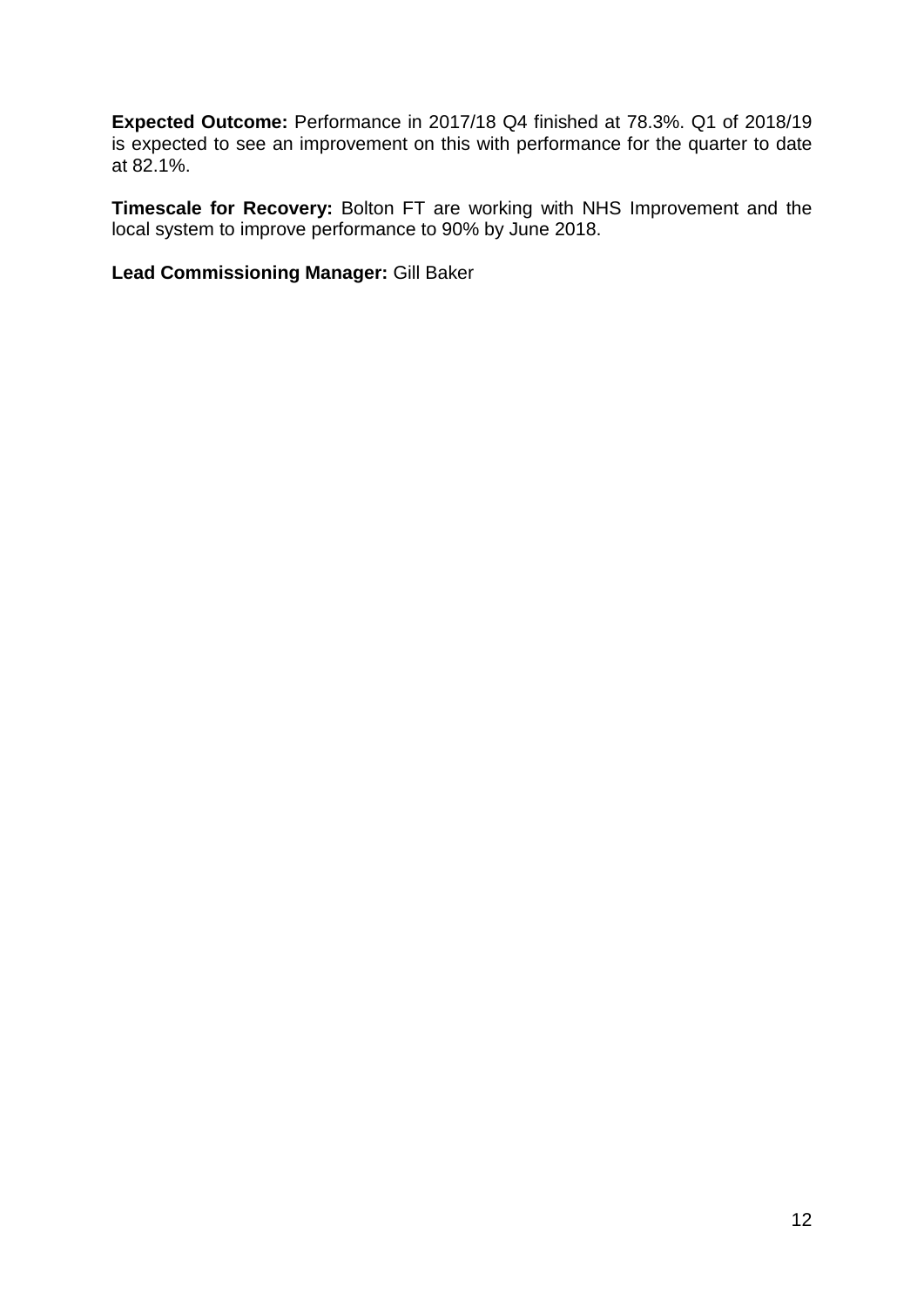**Expected Outcome:** Performance in 2017/18 Q4 finished at 78.3%. Q1 of 2018/19 is expected to see an improvement on this with performance for the quarter to date at 82.1%.

**Timescale for Recovery:** Bolton FT are working with NHS Improvement and the local system to improve performance to 90% by June 2018.

**Lead Commissioning Manager:** Gill Baker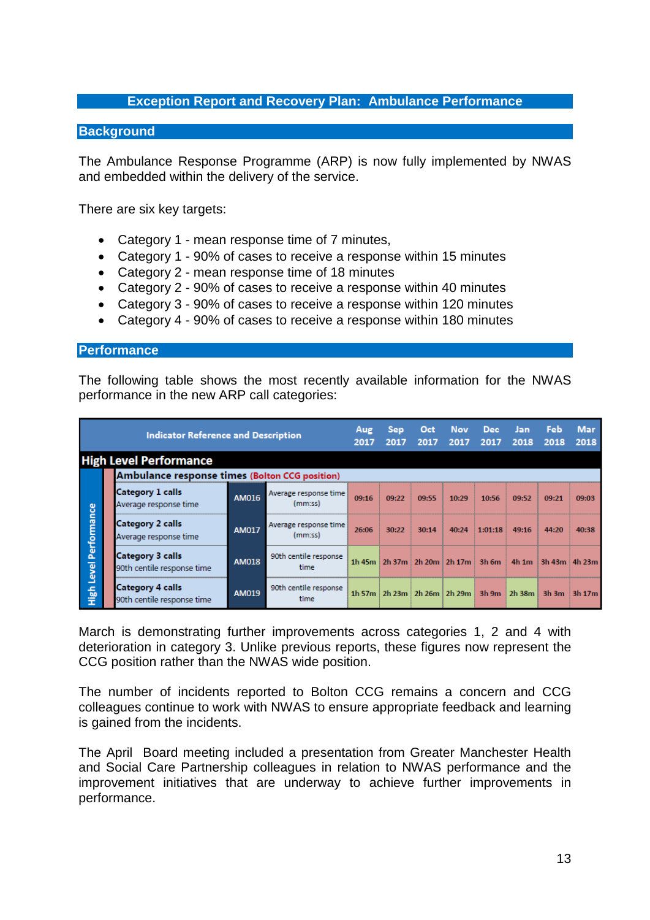## Exception Report and Recovery Plan: Ambulance Performance

### Background

The Ambulance Response Programme (ARP) is now fully implemented by NWAS and embedded within the delivery of the service.

There are six key targets:

- Category 1 - mean response time of 7 minutes,
- Category 1 - 90% of cases to receive a response within 15 minutes
- Category 2 - mean response time of 18 minutes
- Category 2 - 90% of cases to receive a response within 40 minutes
- Category 3 - 90% of cases to receive a response within 120 minutes
- Category 4 - 90% of cases to receive a response within 180 minutes

### Performance

The following table shows the most recently available information for the NWAS performance in the new ARP call categories:

| Indicator Reference and Description | | | Aug 2017 | Sep 2017 | Oct 2017 | Nov 2017 | Dec 2017 | Jan 2018 | Feb 2018 | Mar 2018 |
|---|---|---|---|---|---|---|---|---|---|---|
| **High Level Performance** | | | | | | | | | | |
| **Ambulance response times** (Bolton CCG position) | | | | | | | | | | |
| **Category 1 calls** Average response time | AM016 | Average response time (mm:ss) | 09:16 | 09:22 | 09:55 | 10:29 | 10:56 | 09:52 | 09:21 | 09:03 |
| **Category 2 calls** Average response time | AM017 | Average response time (mm:ss) | 26:06 | 30:22 | 30:14 | 40:24 | 1:01:18 | 49:16 | 44:20 | 40:38 |
| **Category 3 calls** 90th centile response time | AM018 | 90th centile response time | 1h 45m | 2h 37m | 2h 20m | 2h 17m | 3h 6m | 4h 1m | 3h 43m | 4h 23m |
| **Category 4 calls** 90th centile response time | AM019 | 90th centile response time | 1h 57m | 2h 23m | 2h 26m | 2h 29m | 3h 9m | 2h 38m | 3h 3m | 3h 17m |

March is demonstrating further improvements across categories 1, 2 and 4 with deterioration in category 3. Unlike previous reports, these figures now represent the CCG position rather than the NWAS wide position.

The number of incidents reported to Bolton CCG remains a concern and CCG colleagues continue to work with NWAS to ensure appropriate feedback and learning is gained from the incidents.

The April Board meeting included a presentation from Greater Manchester Health and Social Care Partnership colleagues in relation to NWAS performance and the improvement initiatives that are underway to achieve further improvements in performance.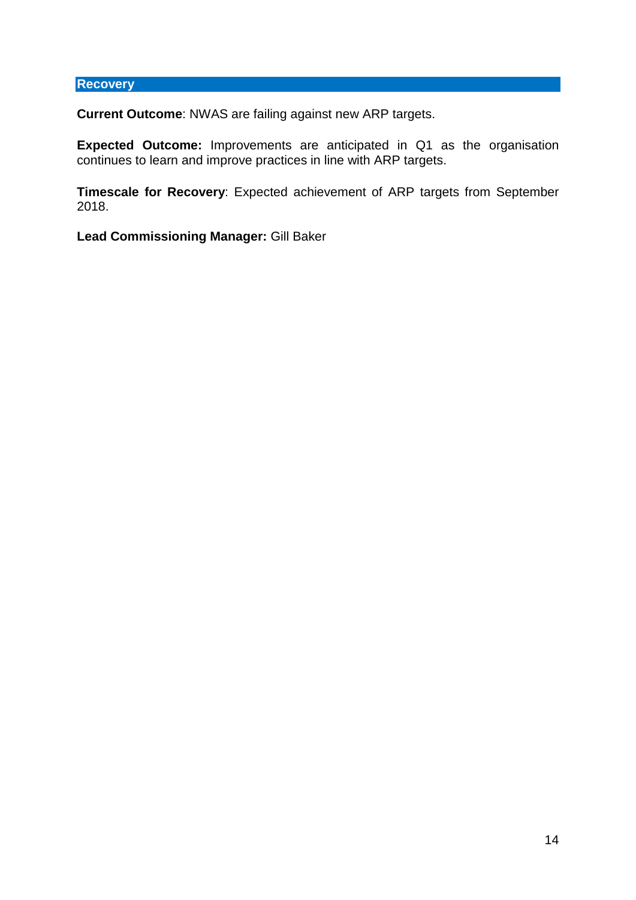### Recovery

**Current Outcome**: NWAS are failing against new ARP targets.

**Expected Outcome:** Improvements are anticipated in Q1 as the organisation continues to learn and improve practices in line with ARP targets.

**Timescale for Recovery**: Expected achievement of ARP targets from September 2018.

**Lead Commissioning Manager:** Gill Baker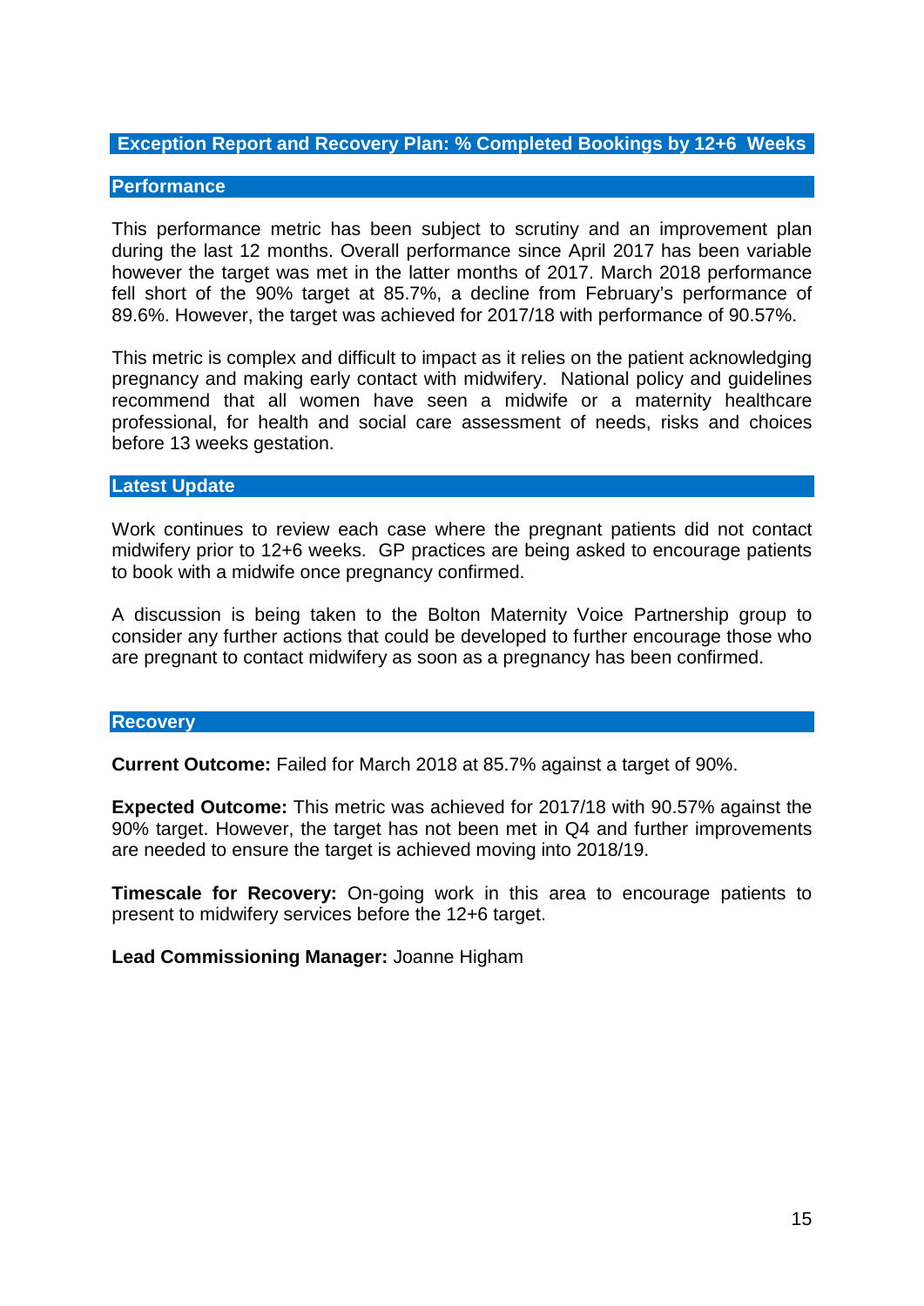## Exception Report and Recovery Plan: % Completed Bookings by 12+6 Weeks

### Performance

This performance metric has been subject to scrutiny and an improvement plan during the last 12 months. Overall performance since April 2017 has been variable however the target was met in the latter months of 2017. March 2018 performance fell short of the 90% target at 85.7%, a decline from February's performance of 89.6%. However, the target was achieved for 2017/18 with performance of 90.57%.

This metric is complex and difficult to impact as it relies on the patient acknowledging pregnancy and making early contact with midwifery. National policy and guidelines recommend that all women have seen a midwife or a maternity healthcare professional, for health and social care assessment of needs, risks and choices before 13 weeks gestation.

### Latest Update

Work continues to review each case where the pregnant patients did not contact midwifery prior to 12+6 weeks. GP practices are being asked to encourage patients to book with a midwife once pregnancy confirmed.

A discussion is being taken to the Bolton Maternity Voice Partnership group to consider any further actions that could be developed to further encourage those who are pregnant to contact midwifery as soon as a pregnancy has been confirmed.

### Recovery

**Current Outcome:** Failed for March 2018 at 85.7% against a target of 90%.

**Expected Outcome:** This metric was achieved for 2017/18 with 90.57% against the 90% target. However, the target has not been met in Q4 and further improvements are needed to ensure the target is achieved moving into 2018/19.

**Timescale for Recovery:** On-going work in this area to encourage patients to present to midwifery services before the 12+6 target.

**Lead Commissioning Manager:** Joanne Higham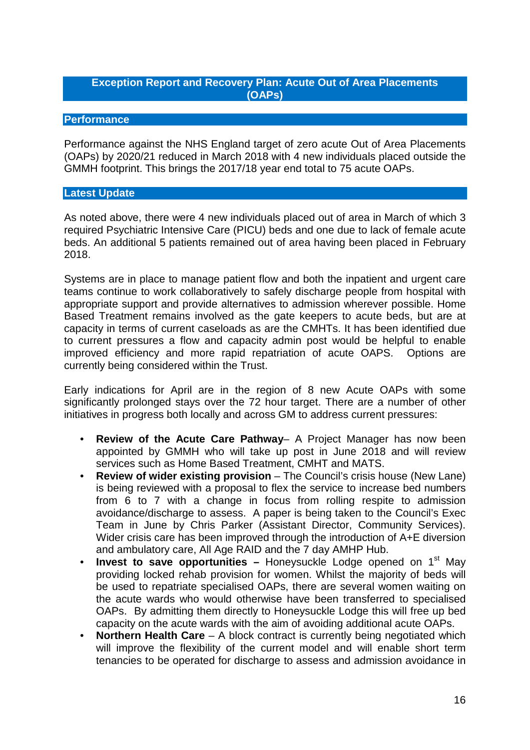## Exception Report and Recovery Plan: Acute Out of Area Placements (OAPs)

### Performance

Performance against the NHS England target of zero acute Out of Area Placements (OAPs) by 2020/21 reduced in March 2018 with 4 new individuals placed outside the GMMH footprint. This brings the 2017/18 year end total to 75 acute OAPs.

### Latest Update

As noted above, there were 4 new individuals placed out of area in March of which 3 required Psychiatric Intensive Care (PICU) beds and one due to lack of female acute beds. An additional 5 patients remained out of area having been placed in February 2018.

Systems are in place to manage patient flow and both the inpatient and urgent care teams continue to work collaboratively to safely discharge people from hospital with appropriate support and provide alternatives to admission wherever possible. Home Based Treatment remains involved as the gate keepers to acute beds, but are at capacity in terms of current caseloads as are the CMHTs. It has been identified due to current pressures a flow and capacity admin post would be helpful to enable improved efficiency and more rapid repatriation of acute OAPS. Options are currently being considered within the Trust.

Early indications for April are in the region of 8 new Acute OAPs with some significantly prolonged stays over the 72 hour target. There are a number of other initiatives in progress both locally and across GM to address current pressures:

- **Review of the Acute Care Pathway**– A Project Manager has now been appointed by GMMH who will take up post in June 2018 and will review services such as Home Based Treatment, CMHT and MATS.
- **Review of wider existing provision** – The Council's crisis house (New Lane) is being reviewed with a proposal to flex the service to increase bed numbers from 6 to 7 with a change in focus from rolling respite to admission avoidance/discharge to assess. A paper is being taken to the Council's Exec Team in June by Chris Parker (Assistant Director, Community Services). Wider crisis care has been improved through the introduction of A+E diversion and ambulatory care, All Age RAID and the 7 day AMHP Hub.
- **Invest to save opportunities –** Honeysuckle Lodge opened on 1st May providing locked rehab provision for women. Whilst the majority of beds will be used to repatriate specialised OAPs, there are several women waiting on the acute wards who would otherwise have been transferred to specialised OAPs. By admitting them directly to Honeysuckle Lodge this will free up bed capacity on the acute wards with the aim of avoiding additional acute OAPs.
- **Northern Health Care** – A block contract is currently being negotiated which will improve the flexibility of the current model and will enable short term tenancies to be operated for discharge to assess and admission avoidance in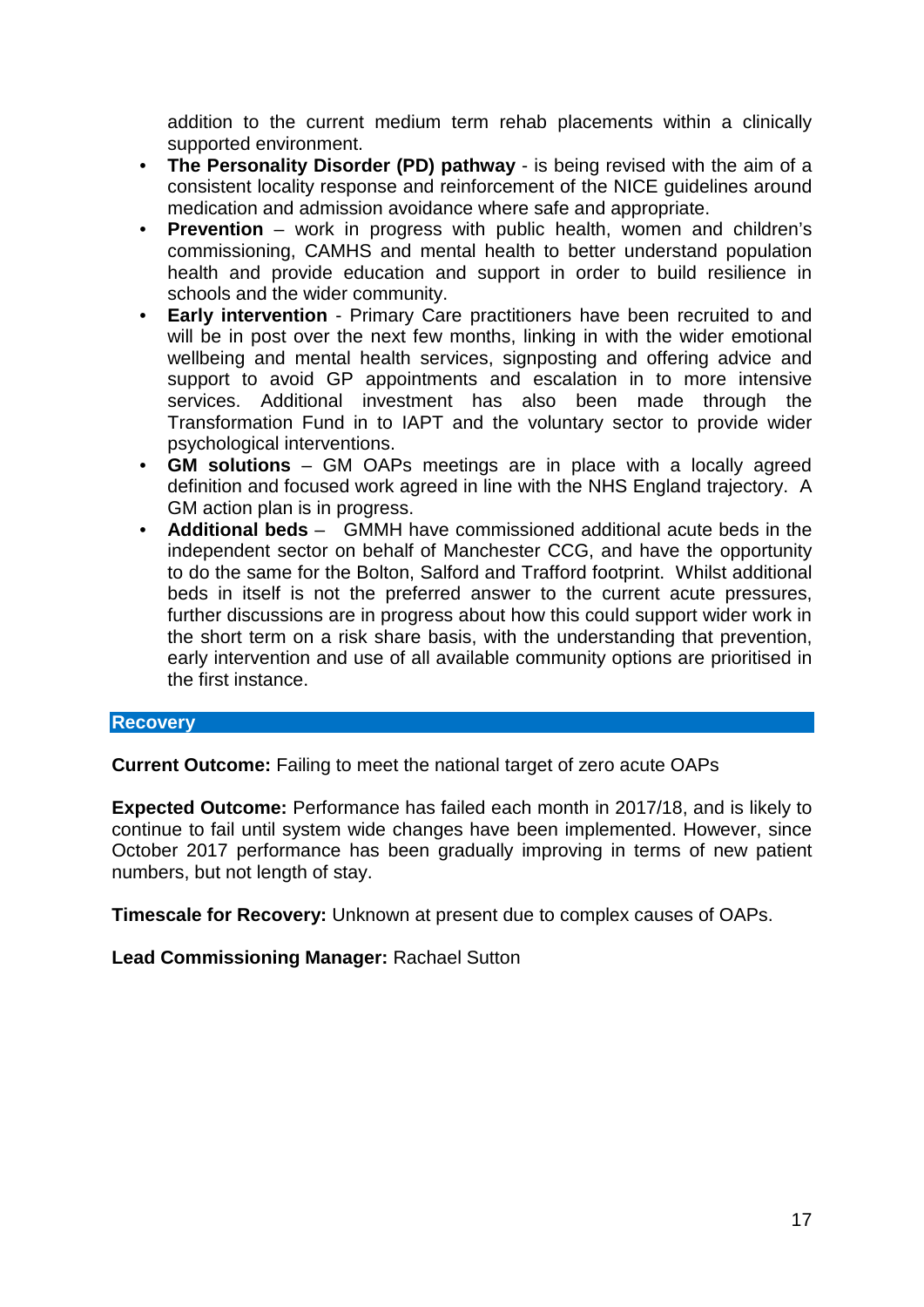addition to the current medium term rehab placements within a clinically supported environment.

- **The Personality Disorder (PD) pathway** - is being revised with the aim of a consistent locality response and reinforcement of the NICE guidelines around medication and admission avoidance where safe and appropriate.
- **Prevention** – work in progress with public health, women and children's commissioning, CAMHS and mental health to better understand population health and provide education and support in order to build resilience in schools and the wider community.
- **Early intervention** - Primary Care practitioners have been recruited to and will be in post over the next few months, linking in with the wider emotional wellbeing and mental health services, signposting and offering advice and support to avoid GP appointments and escalation in to more intensive services. Additional investment has also been made through the Transformation Fund in to IAPT and the voluntary sector to provide wider psychological interventions.
- **GM solutions** – GM OAPs meetings are in place with a locally agreed definition and focused work agreed in line with the NHS England trajectory. A GM action plan is in progress.
- **Additional beds** – GMMH have commissioned additional acute beds in the independent sector on behalf of Manchester CCG, and have the opportunity to do the same for the Bolton, Salford and Trafford footprint. Whilst additional beds in itself is not the preferred answer to the current acute pressures, further discussions are in progress about how this could support wider work in the short term on a risk share basis, with the understanding that prevention, early intervention and use of all available community options are prioritised in the first instance.

## Recovery

**Current Outcome:** Failing to meet the national target of zero acute OAPs

**Expected Outcome:** Performance has failed each month in 2017/18, and is likely to continue to fail until system wide changes have been implemented. However, since October 2017 performance has been gradually improving in terms of new patient numbers, but not length of stay.

**Timescale for Recovery:** Unknown at present due to complex causes of OAPs.

**Lead Commissioning Manager:** Rachael Sutton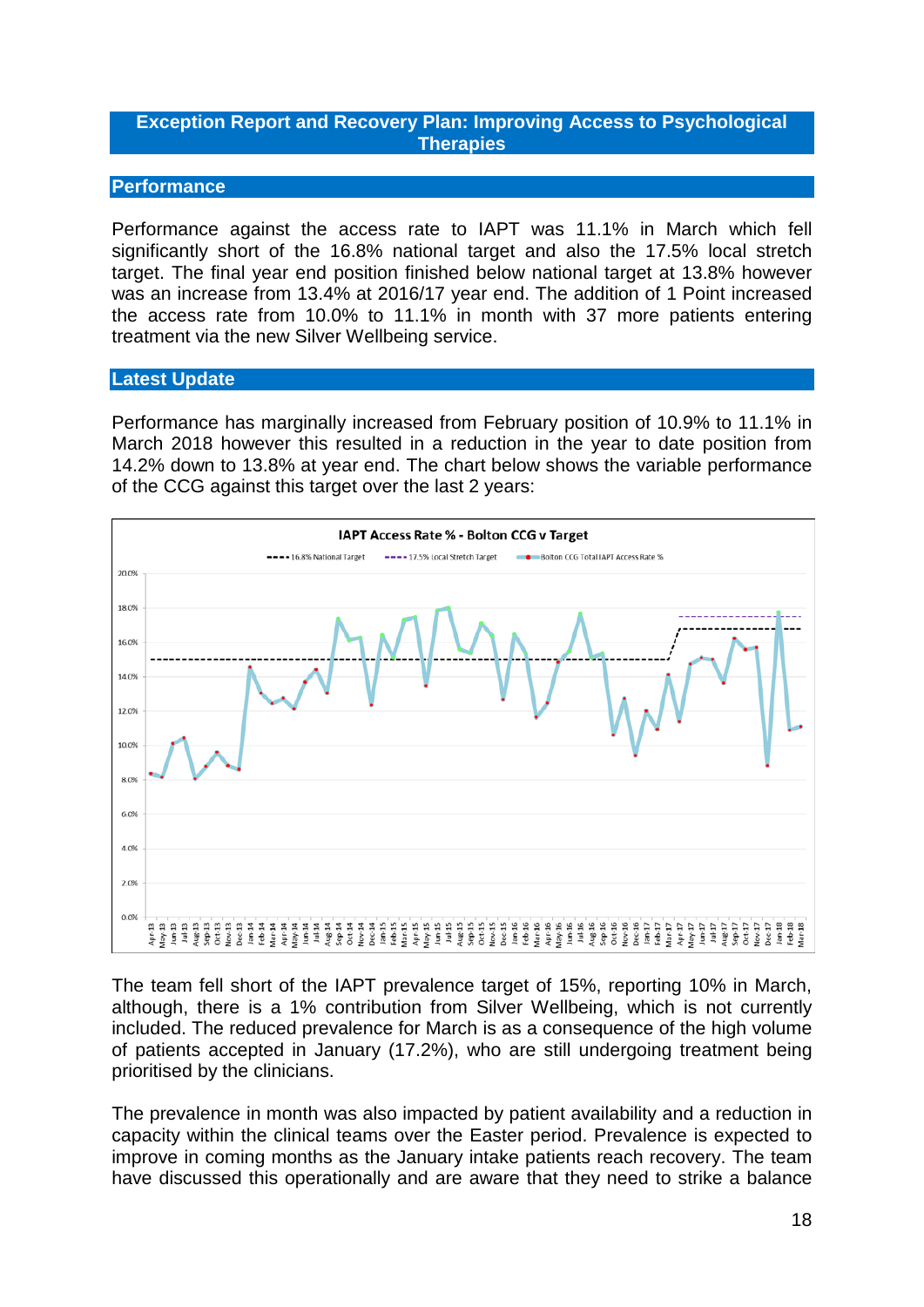## Exception Report and Recovery Plan: Improving Access to Psychological Therapies

### Performance

Performance against the access rate to IAPT was 11.1% in March which fell significantly short of the 16.8% national target and also the 17.5% local stretch target. The final year end position finished below national target at 13.8% however was an increase from 13.4% at 2016/17 year end. The addition of 1 Point increased the access rate from 10.0% to 11.1% in month with 37 more patients entering treatment via the new Silver Wellbeing service.

### Latest Update

Performance has marginally increased from February position of 10.9% to 11.1% in March 2018 however this resulted in a reduction in the year to date position from 14.2% down to 13.8% at year end. The chart below shows the variable performance of the CCG against this target over the last 2 years:

The team fell short of the IAPT prevalence target of 15%, reporting 10% in March, although, there is a 1% contribution from Silver Wellbeing, which is not currently included. The reduced prevalence for March is as a consequence of the high volume of patients accepted in January (17.2%), who are still undergoing treatment being prioritised by the clinicians.

The prevalence in month was also impacted by patient availability and a reduction in capacity within the clinical teams over the Easter period. Prevalence is expected to improve in coming months as the January intake patients reach recovery. The team have discussed this operationally and are aware that they need to strike a balance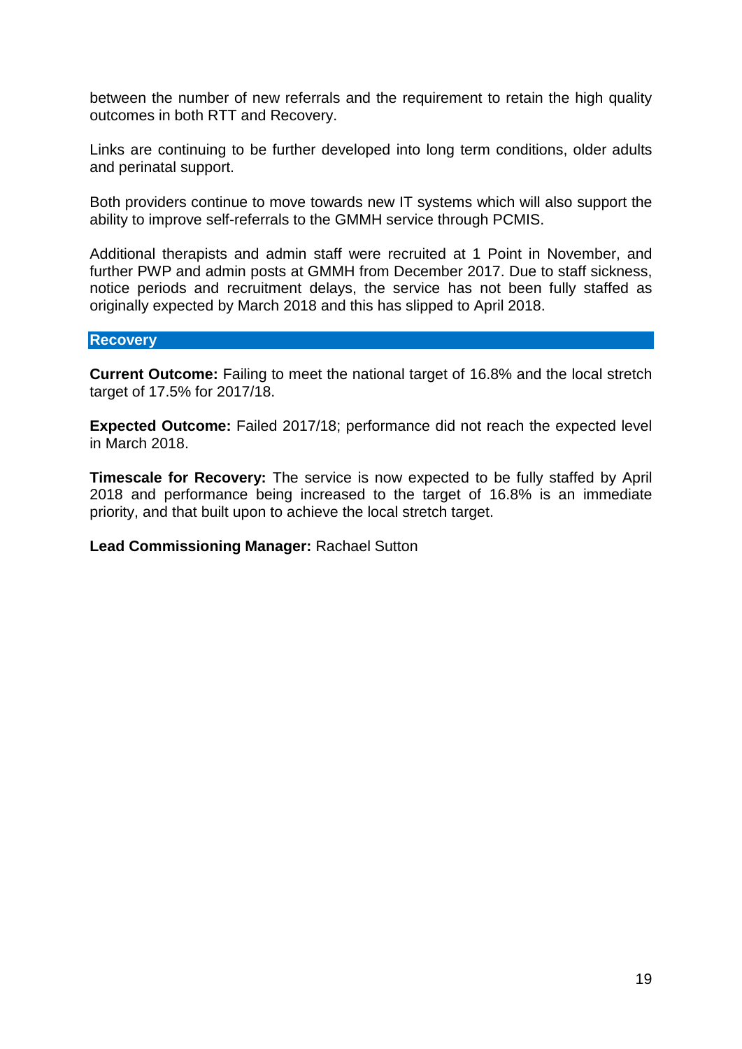between the number of new referrals and the requirement to retain the high quality outcomes in both RTT and Recovery.

Links are continuing to be further developed into long term conditions, older adults and perinatal support.

Both providers continue to move towards new IT systems which will also support the ability to improve self-referrals to the GMMH service through PCMIS.

Additional therapists and admin staff were recruited at 1 Point in November, and further PWP and admin posts at GMMH from December 2017. Due to staff sickness, notice periods and recruitment delays, the service has not been fully staffed as originally expected by March 2018 and this has slipped to April 2018.

## Recovery

**Current Outcome:** Failing to meet the national target of 16.8% and the local stretch target of 17.5% for 2017/18.

**Expected Outcome:** Failed 2017/18; performance did not reach the expected level in March 2018.

**Timescale for Recovery:** The service is now expected to be fully staffed by April 2018 and performance being increased to the target of 16.8% is an immediate priority, and that built upon to achieve the local stretch target.

**Lead Commissioning Manager:** Rachael Sutton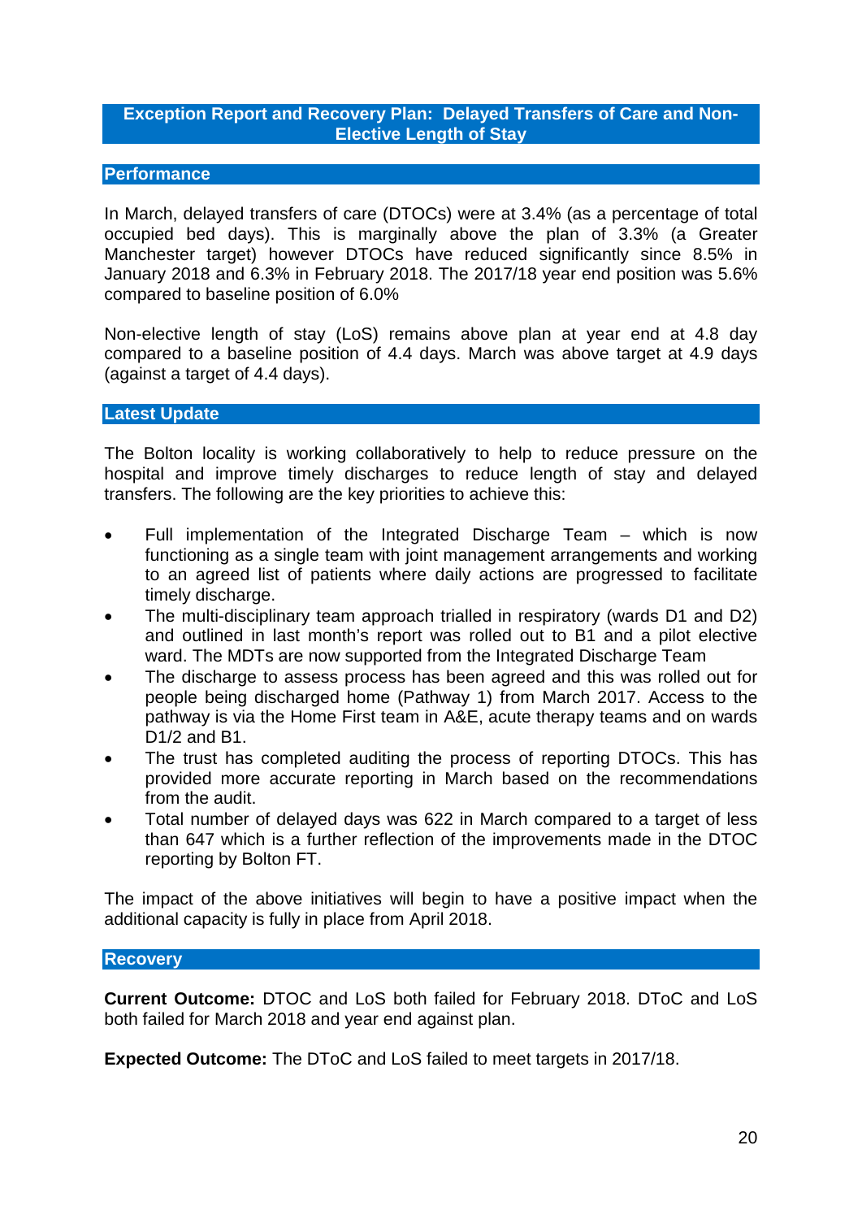## Exception Report and Recovery Plan: Delayed Transfers of Care and Non-Elective Length of Stay

### Performance

In March, delayed transfers of care (DTOCs) were at 3.4% (as a percentage of total occupied bed days). This is marginally above the plan of 3.3% (a Greater Manchester target) however DTOCs have reduced significantly since 8.5% in January 2018 and 6.3% in February 2018. The 2017/18 year end position was 5.6% compared to baseline position of 6.0%

Non-elective length of stay (LoS) remains above plan at year end at 4.8 day compared to a baseline position of 4.4 days. March was above target at 4.9 days (against a target of 4.4 days).

### Latest Update

The Bolton locality is working collaboratively to help to reduce pressure on the hospital and improve timely discharges to reduce length of stay and delayed transfers. The following are the key priorities to achieve this:

- Full implementation of the Integrated Discharge Team – which is now functioning as a single team with joint management arrangements and working to an agreed list of patients where daily actions are progressed to facilitate timely discharge.
- The multi-disciplinary team approach trialled in respiratory (wards D1 and D2) and outlined in last month's report was rolled out to B1 and a pilot elective ward. The MDTs are now supported from the Integrated Discharge Team
- The discharge to assess process has been agreed and this was rolled out for people being discharged home (Pathway 1) from March 2017. Access to the pathway is via the Home First team in A&E, acute therapy teams and on wards D1/2 and B1.
- The trust has completed auditing the process of reporting DTOCs. This has provided more accurate reporting in March based on the recommendations from the audit.
- Total number of delayed days was 622 in March compared to a target of less than 647 which is a further reflection of the improvements made in the DTOC reporting by Bolton FT.

The impact of the above initiatives will begin to have a positive impact when the additional capacity is fully in place from April 2018.

### Recovery

**Current Outcome:** DTOC and LoS both failed for February 2018. DToC and LoS both failed for March 2018 and year end against plan.

**Expected Outcome:** The DToC and LoS failed to meet targets in 2017/18.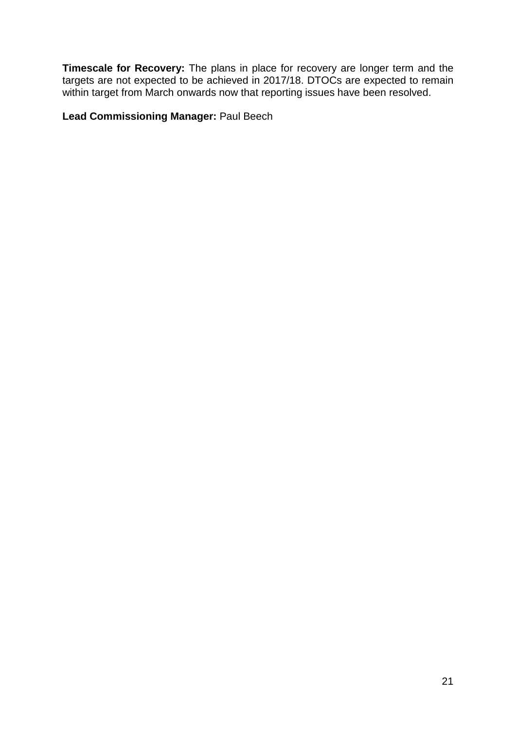**Timescale for Recovery:** The plans in place for recovery are longer term and the targets are not expected to be achieved in 2017/18. DTOCs are expected to remain within target from March onwards now that reporting issues have been resolved.

**Lead Commissioning Manager:** Paul Beech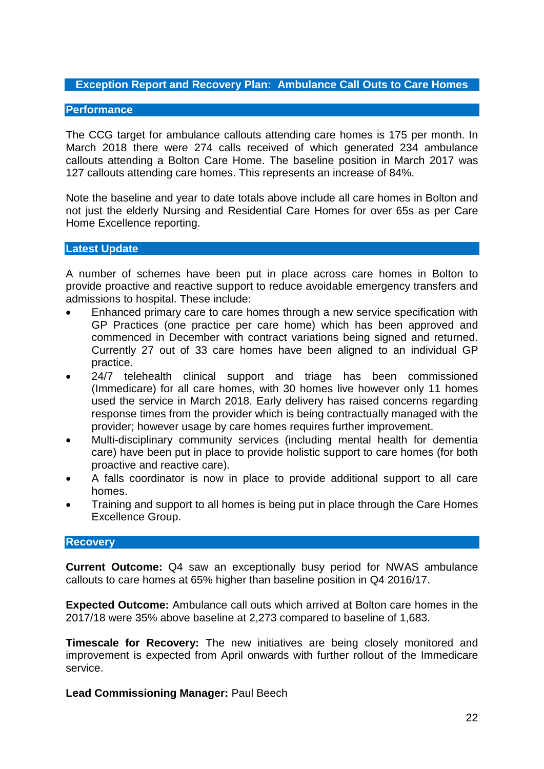## Exception Report and Recovery Plan: Ambulance Call Outs to Care Homes

### Performance

The CCG target for ambulance callouts attending care homes is 175 per month. In March 2018 there were 274 calls received of which generated 234 ambulance callouts attending a Bolton Care Home. The baseline position in March 2017 was 127 callouts attending care homes. This represents an increase of 84%.

Note the baseline and year to date totals above include all care homes in Bolton and not just the elderly Nursing and Residential Care Homes for over 65s as per Care Home Excellence reporting.

### Latest Update

A number of schemes have been put in place across care homes in Bolton to provide proactive and reactive support to reduce avoidable emergency transfers and admissions to hospital. These include:

- Enhanced primary care to care homes through a new service specification with GP Practices (one practice per care home) which has been approved and commenced in December with contract variations being signed and returned. Currently 27 out of 33 care homes have been aligned to an individual GP practice.
- 24/7 telehealth clinical support and triage has been commissioned (Immedicare) for all care homes, with 30 homes live however only 11 homes used the service in March 2018. Early delivery has raised concerns regarding response times from the provider which is being contractually managed with the provider; however usage by care homes requires further improvement.
- Multi-disciplinary community services (including mental health for dementia care) have been put in place to provide holistic support to care homes (for both proactive and reactive care).
- A falls coordinator is now in place to provide additional support to all care homes.
- Training and support to all homes is being put in place through the Care Homes Excellence Group.

### Recovery

**Current Outcome:** Q4 saw an exceptionally busy period for NWAS ambulance callouts to care homes at 65% higher than baseline position in Q4 2016/17.

**Expected Outcome:** Ambulance call outs which arrived at Bolton care homes in the 2017/18 were 35% above baseline at 2,273 compared to baseline of 1,683.

**Timescale for Recovery:** The new initiatives are being closely monitored and improvement is expected from April onwards with further rollout of the Immedicare service.

**Lead Commissioning Manager:** Paul Beech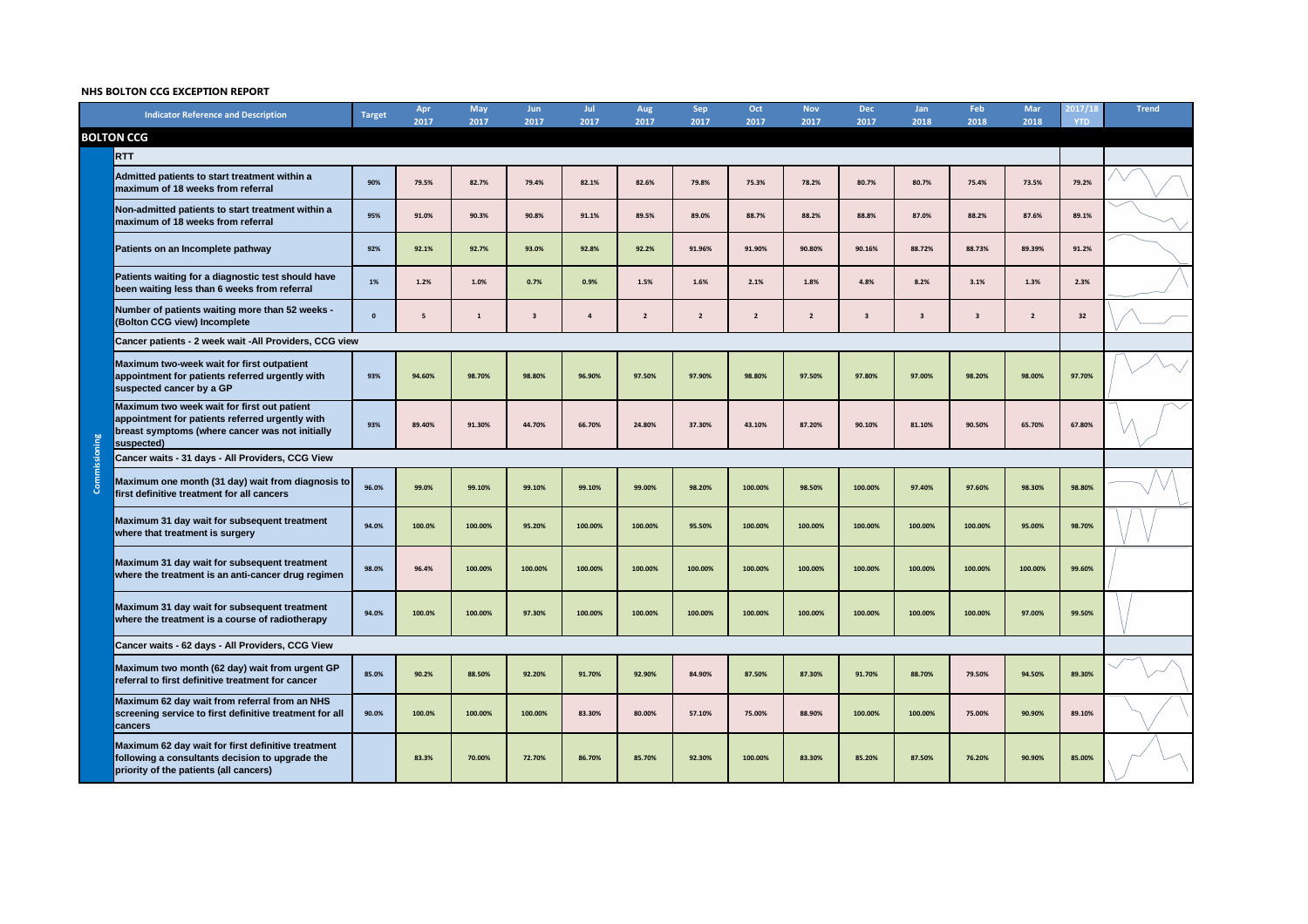**NHS BOLTON CCG EXCEPTION REPORT**

| | Indicator Reference and Description | Target | Apr 2017 | May 2017 | Jun 2017 | Jul 2017 | Aug 2017 | Sep 2017 | Oct 2017 | Nov 2017 | Dec 2017 | Jan 2018 | Feb 2018 | Mar 2018 | 2017/18 YTD | Trend |
|---|---|---|---|---|---|---|---|---|---|---|---|---|---|---|---|---|
| **BOLTON CCG** | | | | | | | | | | | | | | | | |
| Commissioning | **RTT** | | | | | | | | | | | | | | | |
| | Admitted patients to start treatment within a maximum of 18 weeks from referral | 90% | 79.5% | 82.7% | 79.4% | 82.1% | 82.6% | 79.8% | 75.3% | 78.2% | 80.7% | 80.7% | 75.4% | 73.5% | 79.2% | |
| | Non-admitted patients to start treatment within a maximum of 18 weeks from referral | 95% | 91.0% | 90.3% | 90.8% | 91.1% | 89.5% | 89.0% | 88.7% | 88.2% | 88.8% | 87.0% | 88.2% | 87.6% | 89.1% | |
| | Patients on an Incomplete pathway | 92% | 92.1% | 92.7% | 93.0% | 92.8% | 92.2% | 91.96% | 91.90% | 90.80% | 90.16% | 88.72% | 88.73% | 89.39% | 91.2% | |
| | Patients waiting for a diagnostic test should have been waiting less than 6 weeks from referral | 1% | 1.2% | 1.0% | 0.7% | 0.9% | 1.5% | 1.6% | 2.1% | 1.8% | 4.8% | 8.2% | 3.1% | 1.3% | 2.3% | |
| | Number of patients waiting more than 52 weeks - (Bolton CCG view) Incomplete | 0 | 5 | 1 | 3 | 4 | 2 | 2 | 2 | 2 | 3 | 3 | 3 | 2 | 32 | |
| | **Cancer patients - 2 week wait -All Providers, CCG view** | | | | | | | | | | | | | | | |
| | Maximum two-week wait for first outpatient appointment for patients referred urgently with suspected cancer by a GP | 93% | 94.60% | 98.70% | 98.80% | 96.90% | 97.50% | 97.90% | 98.80% | 97.50% | 97.80% | 97.00% | 98.20% | 98.00% | 97.70% | |
| | Maximum two week wait for first out patient appointment for patients referred urgently with breast symptoms (where cancer was not initially suspected) | 93% | 89.40% | 91.30% | 44.70% | 66.70% | 24.80% | 37.30% | 43.10% | 87.20% | 90.10% | 81.10% | 90.50% | 65.70% | 67.80% | |
| | **Cancer waits - 31 days - All Providers, CCG View** | | | | | | | | | | | | | | | |
| | Maximum one month (31 day) wait from diagnosis to first definitive treatment for all cancers | 96.0% | 99.0% | 99.10% | 99.10% | 99.10% | 99.00% | 98.20% | 100.00% | 98.50% | 100.00% | 97.40% | 97.60% | 98.30% | 98.80% | |
| | Maximum 31 day wait for subsequent treatment where that treatment is surgery | 94.0% | 100.0% | 100.00% | 95.20% | 100.00% | 100.00% | 95.50% | 100.00% | 100.00% | 100.00% | 100.00% | 100.00% | 95.00% | 98.70% | |
| | Maximum 31 day wait for subsequent treatment where the treatment is an anti-cancer drug regimen | 98.0% | 96.4% | 100.00% | 100.00% | 100.00% | 100.00% | 100.00% | 100.00% | 100.00% | 100.00% | 100.00% | 100.00% | 100.00% | 99.60% | |
| | Maximum 31 day wait for subsequent treatment where the treatment is a course of radiotherapy | 94.0% | 100.0% | 100.00% | 97.30% | 100.00% | 100.00% | 100.00% | 100.00% | 100.00% | 100.00% | 100.00% | 100.00% | 97.00% | 99.50% | |
| | **Cancer waits - 62 days - All Providers, CCG View** | | | | | | | | | | | | | | | |
| | Maximum two month (62 day) wait from urgent GP referral to first definitive treatment for cancer | 85.0% | 90.2% | 88.50% | 92.20% | 91.70% | 92.90% | 84.90% | 87.50% | 87.30% | 91.70% | 88.70% | 79.50% | 94.50% | 89.30% | |
| | Maximum 62 day wait from referral from an NHS screening service to first definitive treatment for all cancers | 90.0% | 100.0% | 100.00% | 100.00% | 83.30% | 80.00% | 57.10% | 75.00% | 88.90% | 100.00% | 100.00% | 75.00% | 90.90% | 89.10% | |
| | Maximum 62 day wait for first definitive treatment following a consultants decision to upgrade the priority of the patients (all cancers) | | 83.3% | 70.00% | 72.70% | 86.70% | 85.70% | 92.30% | 100.00% | 83.30% | 85.20% | 87.50% | 76.20% | 90.90% | 85.00% | |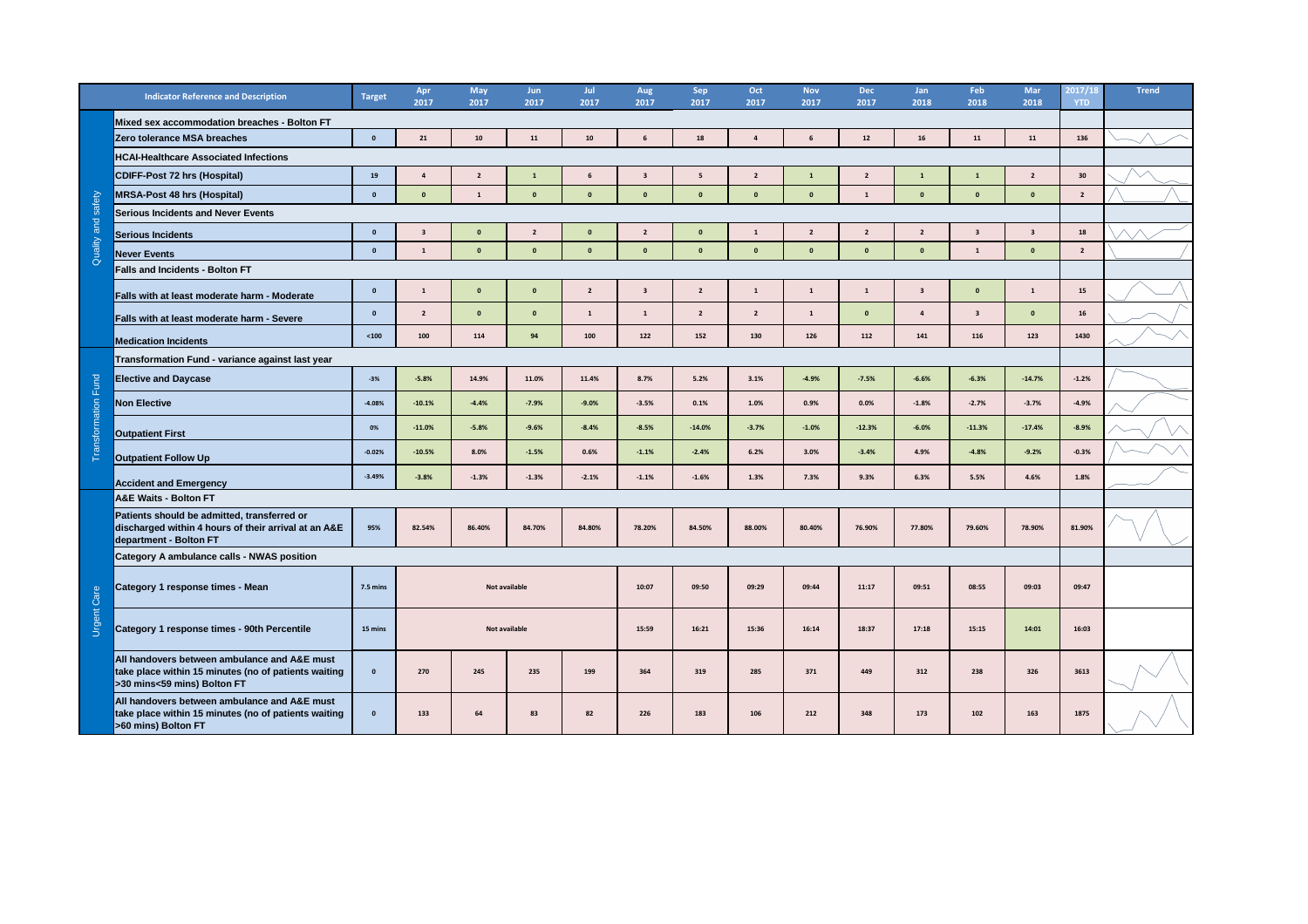| | Indicator Reference and Description | Target | Apr 2017 | May 2017 | Jun 2017 | Jul 2017 | Aug 2017 | Sep 2017 | Oct 2017 | Nov 2017 | Dec 2017 | Jan 2018 | Feb 2018 | Mar 2018 | 2017/18 YTD | Trend |
|---|---|---|---|---|---|---|---|---|---|---|---|---|---|---|---|---|
| Quality and safety | **Mixed sex accommodation breaches - Bolton FT** | | | | | | | | | | | | | | | |
| | **Zero tolerance MSA breaches** | 0 | 21 | 10 | 11 | 10 | 6 | 18 | 4 | 6 | 12 | 16 | 11 | 11 | 136 | |
| | **HCAI-Healthcare Associated Infections** | | | | | | | | | | | | | | | |
| | **CDIFF-Post 72 hrs (Hospital)** | 19 | 4 | 2 | 1 | 6 | 3 | 5 | 2 | 1 | 2 | 1 | 1 | 2 | 30 | |
| | **MRSA-Post 48 hrs (Hospital)** | 0 | 0 | 1 | 0 | 0 | 0 | 0 | 0 | 0 | 1 | 0 | 0 | 0 | 2 | |
| | **Serious Incidents and Never Events** | | | | | | | | | | | | | | | |
| | **Serious Incidents** | 0 | 3 | 0 | 2 | 0 | 2 | 0 | 1 | 2 | 2 | 2 | 3 | 3 | 18 | |
| | **Never Events** | 0 | 1 | 0 | 0 | 0 | 0 | 0 | 0 | 0 | 0 | 0 | 1 | 0 | 2 | |
| | **Falls and Incidents - Bolton FT** | | | | | | | | | | | | | | | |
| | **Falls with at least moderate harm - Moderate** | 0 | 1 | 0 | 0 | 2 | 3 | 2 | 1 | 1 | 1 | 3 | 0 | 1 | 15 | |
| | **Falls with at least moderate harm - Severe** | 0 | 2 | 0 | 0 | 1 | 1 | 2 | 2 | 1 | 0 | 4 | 3 | 0 | 16 | |
| | **Medication Incidents** | <100 | 100 | 114 | 94 | 100 | 122 | 152 | 130 | 126 | 112 | 141 | 116 | 123 | 1430 | |
| Transformation Fund | **Transformation Fund - variance against last year** | | | | | | | | | | | | | | | |
| | **Elective and Daycase** | -3% | -5.8% | 14.9% | 11.0% | 11.4% | 8.7% | 5.2% | 3.1% | -4.9% | -7.5% | -6.6% | -6.3% | -14.7% | -1.2% | |
| | **Non Elective** | -4.08% | -10.1% | -4.4% | -7.9% | -9.0% | -3.5% | 0.1% | 1.0% | 0.9% | 0.0% | -1.8% | -2.7% | -3.7% | -4.9% | |
| | **Outpatient First** | 0% | -11.0% | -5.8% | -9.6% | -8.4% | -8.5% | -14.0% | -3.7% | -1.0% | -12.3% | -6.0% | -11.3% | -17.4% | -8.9% | |
| | **Outpatient Follow Up** | -0.02% | -10.5% | 8.0% | -1.5% | 0.6% | -1.1% | -2.4% | 6.2% | 3.0% | -3.4% | 4.9% | -4.8% | -9.2% | -0.3% | |
| | **Accident and Emergency** | -3.49% | -3.8% | -1.3% | -1.3% | -2.1% | -1.1% | -1.6% | 1.3% | 7.3% | 9.3% | 6.3% | 5.5% | 4.6% | 1.8% | |
| Urgent Care | **A&E Waits - Bolton FT** | | | | | | | | | | | | | | | |
| | **Patients should be admitted, transferred or discharged within 4 hours of their arrival at an A&E department - Bolton FT** | 95% | 82.54% | 86.40% | 84.70% | 84.80% | 78.20% | 84.50% | 88.00% | 80.40% | 76.90% | 77.80% | 79.60% | 78.90% | 81.90% | |
| | **Category A ambulance calls - NWAS position** | | | | | | | | | | | | | | | |
| | **Category 1 response times - Mean** | 7.5 mins | Not available | | | | 10:07 | 09:50 | 09:29 | 09:44 | 11:17 | 09:51 | 08:55 | 09:03 | 09:47 | |
| | **Category 1 response times - 90th Percentile** | 15 mins | Not available | | | | 15:59 | 16:21 | 15:36 | 16:14 | 18:37 | 17:18 | 15:15 | 14:01 | 16:03 | |
| | **All handovers between ambulance and A&E must take place within 15 minutes (no of patients waiting >30 mins<59 mins) Bolton FT** | 0 | 270 | 245 | 235 | 199 | 364 | 319 | 285 | 371 | 449 | 312 | 238 | 326 | 3613 | |
| | **All handovers between ambulance and A&E must take place within 15 minutes (no of patients waiting >60 mins) Bolton FT** | 0 | 133 | 64 | 83 | 82 | 226 | 183 | 106 | 212 | 348 | 173 | 102 | 163 | 1875 | |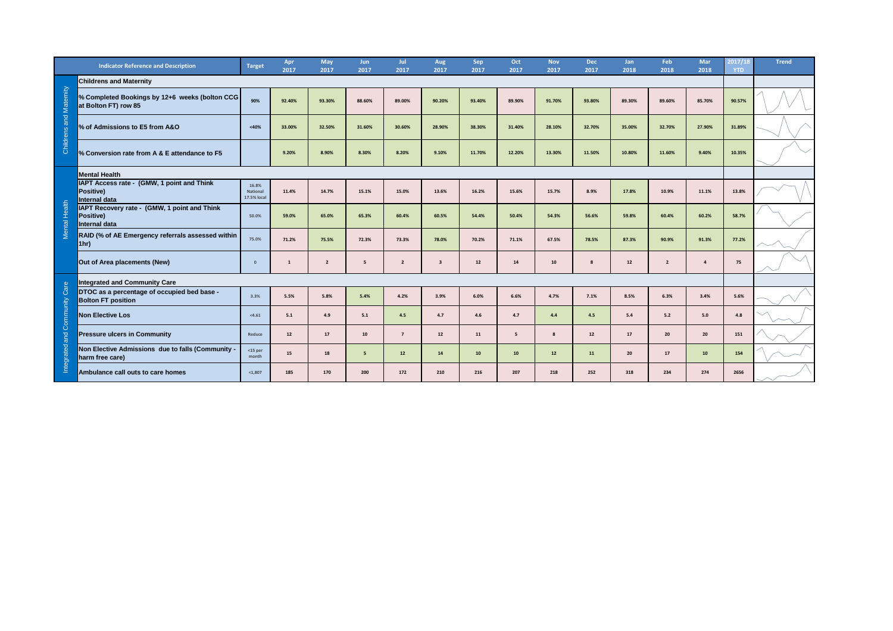| Indicator Reference and Description | | Target | Apr 2017 | May 2017 | Jun 2017 | Jul 2017 | Aug 2017 | Sep 2017 | Oct 2017 | Nov 2017 | Dec 2017 | Jan 2018 | Feb 2018 | Mar 2018 | 2017/18 YTD | Trend |
|---|---|---|---|---|---|---|---|---|---|---|---|---|---|---|---|---|
| Childrens and Maternity | Childrens and Maternity | | | | | | | | | | | | | | | |
| | % Completed Bookings by 12+6 weeks (bolton CCG at Bolton FT) row 85 | 90% | 92.40% | 93.30% | 88.60% | 89.00% | 90.20% | 93.40% | 89.90% | 91.70% | 93.80% | 89.30% | 89.60% | 85.70% | 90.57% | |
| | % of Admissions to E5 from A&O | <40% | 33.00% | 32.50% | 31.60% | 30.60% | 28.90% | 38.30% | 31.40% | 28.10% | 32.70% | 35.00% | 32.70% | 27.90% | 31.89% | |
| | % Conversion rate from A & E attendance to F5 | | 9.20% | 8.90% | 8.30% | 8.20% | 9.10% | 11.70% | 12.20% | 13.30% | 11.50% | 10.80% | 11.60% | 9.40% | 10.35% | |
| Mental Heath | Mental Health | | | | | | | | | | | | | | | |
| | IAPT Access rate - (GMW, 1 point and Think Positive) Internal data | 16.8% National 17.5% local | 11.4% | 14.7% | 15.1% | 15.0% | 13.6% | 16.2% | 15.6% | 15.7% | 8.9% | 17.8% | 10.9% | 11.1% | 13.8% | |
| | IAPT Recovery rate - (GMW, 1 point and Think Positive) Internal data | 50.0% | 59.0% | 65.0% | 65.3% | 60.4% | 60.5% | 54.4% | 50.4% | 54.3% | 56.6% | 59.8% | 60.4% | 60.2% | 58.7% | |
| | RAID (% of AE Emergency referrals assessed within 1hr) | 75.0% | 71.2% | 75.5% | 72.3% | 73.3% | 78.0% | 70.2% | 71.1% | 67.5% | 78.5% | 87.3% | 90.9% | 91.3% | 77.2% | |
| | Out of Area placements (New) | 0 | 1 | 2 | 5 | 2 | 3 | 12 | 14 | 10 | 8 | 12 | 2 | 4 | 75 | |
| Integrated and Community Care | Integrated and Community Care | | | | | | | | | | | | | | | |
| | DTOC as a percentage of occupied bed base - Bolton FT position | 3.3% | 5.5% | 5.8% | 5.4% | 4.2% | 3.9% | 6.0% | 6.6% | 4.7% | 7.1% | 8.5% | 6.3% | 3.4% | 5.6% | |
| | Non Elective Los | <4.61 | 5.1 | 4.9 | 5.1 | 4.5 | 4.7 | 4.6 | 4.7 | 4.4 | 4.5 | 5.4 | 5.2 | 5.0 | 4.8 | |
| | Pressure ulcers in Community | Reduce | 12 | 17 | 10 | 7 | 12 | 11 | 5 | 8 | 12 | 17 | 20 | 20 | 151 | |
| | Non Elective Admissions due to falls (Community - harm free care) | <15 per month | 15 | 18 | 5 | 12 | 14 | 10 | 10 | 12 | 11 | 20 | 17 | 10 | 154 | |
| | Ambulance call outs to care homes | <1,807 | 185 | 170 | 200 | 172 | 210 | 216 | 207 | 218 | 252 | 318 | 234 | 274 | 2656 | |